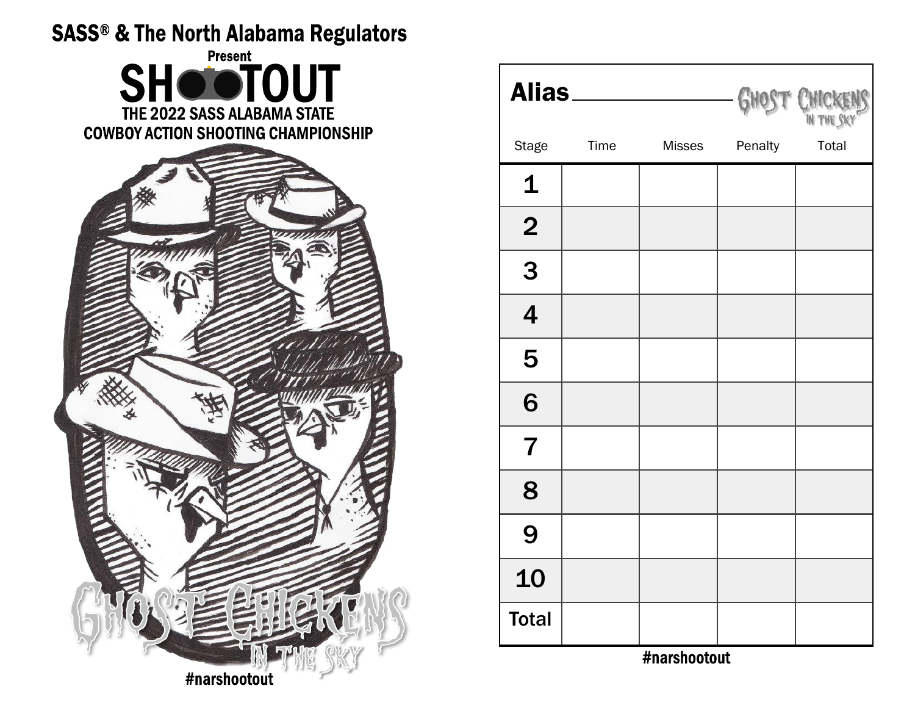SASS® & The North Alabama Regulators

Present

# SHOOTOUT

## THE 2022 SASS ALABAMA STATE COWBOY ACTION SHOOTING CHAMPIONSHIP

GHOST CHICKENS IN THE SKY

#narshootout

**Alias** \_\_\_\_\_\_\_\_\_\_\_\_\_\_\_\_\_\_

GHOST CHICKENS IN THE SKY

| Stage | Time | Misses | Penalty | Total |
| --- | --- | --- | --- | --- |
| 1 | | | | |
| 2 | | | | |
| 3 | | | | |
| 4 | | | | |
| 5 | | | | |
| 6 | | | | |
| 7 | | | | |
| 8 | | | | |
| 9 | | | | |
| 10 | | | | |
| Total | | | | |

#narshootout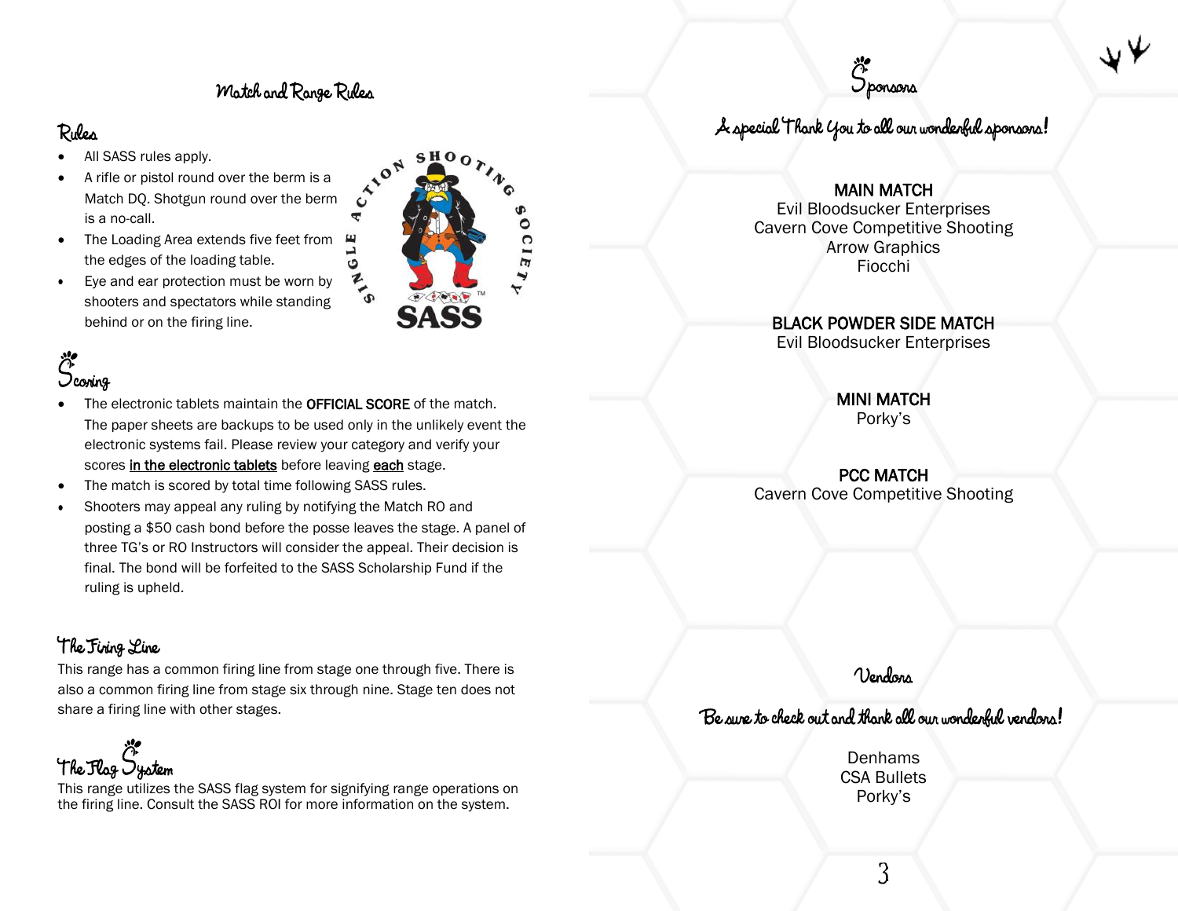## Match and Range Rules

### Rules

- All SASS rules apply.
- A rifle or pistol round over the berm is a Match DQ. Shotgun round over the berm is a no-call.
- The Loading Area extends five feet from the edges of the loading table.
- Eye and ear protection must be worn by shooters and spectators while standing behind or on the firing line.

### Scoring

- The electronic tablets maintain the **OFFICIAL SCORE** of the match. The paper sheets are backups to be used only in the unlikely event the electronic systems fail. Please review your category and verify your scores <u>in the electronic tablets</u> before leaving <u>each</u> stage.
- The match is scored by total time following SASS rules.
- Shooters may appeal any ruling by notifying the Match RO and posting a $50 cash bond before the posse leaves the stage. A panel of three TG's or RO Instructors will consider the appeal. Their decision is final. The bond will be forfeited to the SASS Scholarship Fund if the ruling is upheld.

### The Firing Line

This range has a common firing line from stage one through five. There is also a common firing line from stage six through nine. Stage ten does not share a firing line with other stages.

### The Flag System

This range utilizes the SASS flag system for signifying range operations on the firing line. Consult the SASS ROI for more information on the system.

## Sponsors

A special Thank You to all our wonderful sponsors!

**MAIN MATCH**
Evil Bloodsucker Enterprises
Cavern Cove Competitive Shooting
Arrow Graphics
Fiocchi

**BLACK POWDER SIDE MATCH**
Evil Bloodsucker Enterprises

**MINI MATCH**
Porky's

**PCC MATCH**
Cavern Cove Competitive Shooting

## Vendors

Be sure to check out and thank all our wonderful vendors!

Denhams
CSA Bullets
Porky's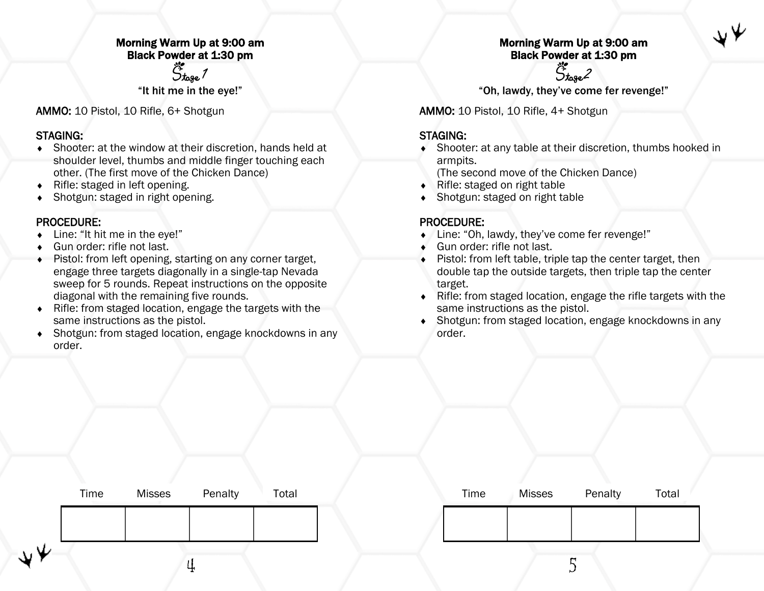**Morning Warm Up at 9:00 am**
**Black Powder at 1:30 pm**

## Stage 1

"It hit me in the eye!"

**AMMO:** 10 Pistol, 10 Rifle, 6+ Shotgun

**STAGING:**

- Shooter: at the window at their discretion, hands held at shoulder level, thumbs and middle finger touching each other. (The first move of the Chicken Dance)
- Rifle: staged in left opening.
- Shotgun: staged in right opening.

**PROCEDURE:**

- Line: "It hit me in the eye!"
- Gun order: rifle not last.
- Pistol: from left opening, starting on any corner target, engage three targets diagonally in a single-tap Nevada sweep for 5 rounds. Repeat instructions on the opposite diagonal with the remaining five rounds.
- Rifle: from staged location, engage the targets with the same instructions as the pistol.
- Shotgun: from staged location, engage knockdowns in any order.

| Time | Misses | Penalty | Total |
| --- | --- | --- | --- |
| | | | |

**Morning Warm Up at 9:00 am**
**Black Powder at 1:30 pm**

## Stage 2

"Oh, lawdy, they've come fer revenge!"

**AMMO:** 10 Pistol, 10 Rifle, 4+ Shotgun

**STAGING:**

- Shooter: at any table at their discretion, thumbs hooked in armpits.
  (The second move of the Chicken Dance)
- Rifle: staged on right table
- Shotgun: staged on right table

**PROCEDURE:**

- Line: "Oh, lawdy, they've come fer revenge!"
- Gun order: rifle not last.
- Pistol: from left table, triple tap the center target, then double tap the outside targets, then triple tap the center target.
- Rifle: from staged location, engage the rifle targets with the same instructions as the pistol.
- Shotgun: from staged location, engage knockdowns in any order.

| Time | Misses | Penalty | Total |
| --- | --- | --- | --- |
| | | | |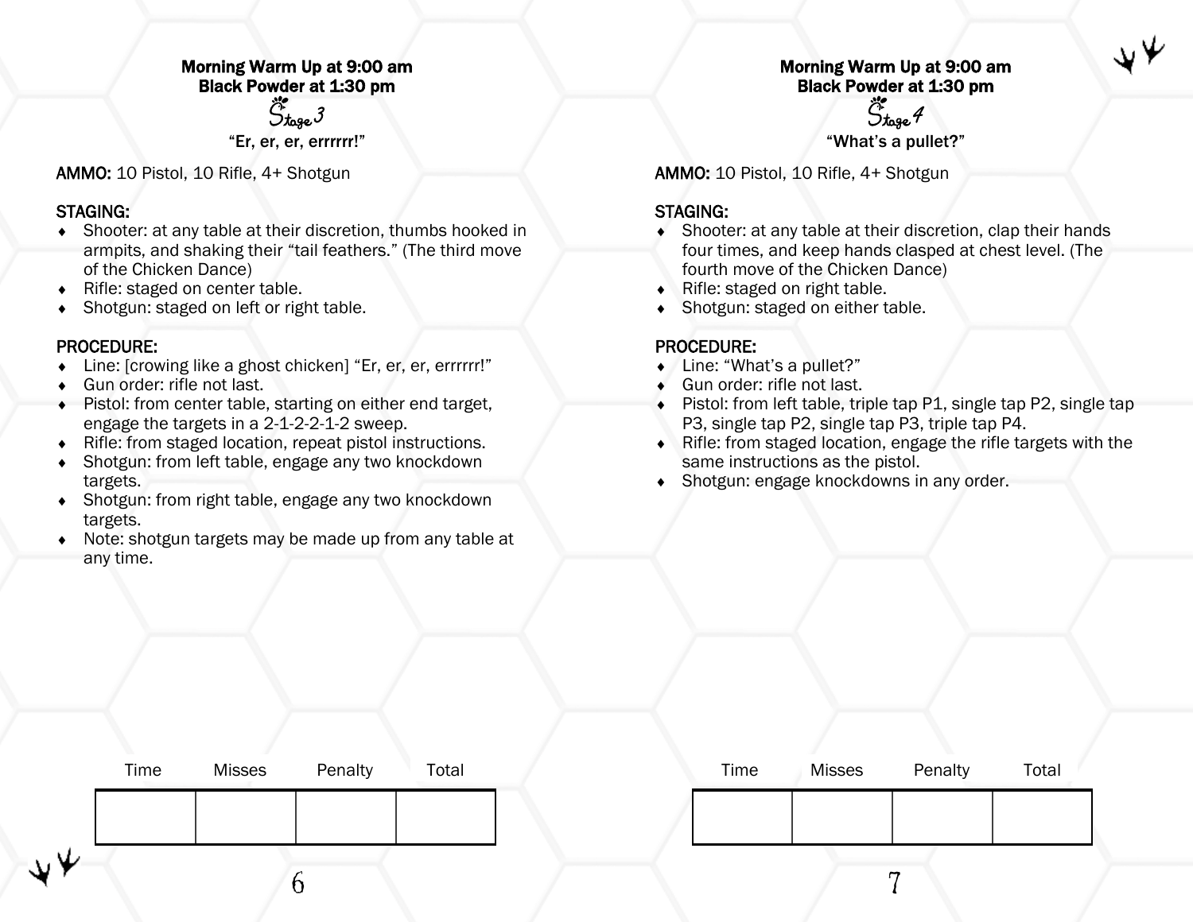**Morning Warm Up at 9:00 am**
**Black Powder at 1:30 pm**

## Stage 3

**"Er, er, er, errrrrr!"**

**AMMO:** 10 Pistol, 10 Rifle, 4+ Shotgun

**STAGING:**

- Shooter: at any table at their discretion, thumbs hooked in armpits, and shaking their "tail feathers." (The third move of the Chicken Dance)
- Rifle: staged on center table.
- Shotgun: staged on left or right table.

**PROCEDURE:**

- Line: [crowing like a ghost chicken] "Er, er, er, errrrrr!"
- Gun order: rifle not last.
- Pistol: from center table, starting on either end target, engage the targets in a 2-1-2-2-1-2 sweep.
- Rifle: from staged location, repeat pistol instructions.
- Shotgun: from left table, engage any two knockdown targets.
- Shotgun: from right table, engage any two knockdown targets.
- Note: shotgun targets may be made up from any table at any time.

| Time | Misses | Penalty | Total |
|---|---|---|---|
| | | | |

**Morning Warm Up at 9:00 am**
**Black Powder at 1:30 pm**

## Stage 4

**"What's a pullet?"**

**AMMO:** 10 Pistol, 10 Rifle, 4+ Shotgun

**STAGING:**

- Shooter: at any table at their discretion, clap their hands four times, and keep hands clasped at chest level. (The fourth move of the Chicken Dance)
- Rifle: staged on right table.
- Shotgun: staged on either table.

**PROCEDURE:**

- Line: "What's a pullet?"
- Gun order: rifle not last.
- Pistol: from left table, triple tap P1, single tap P2, single tap P3, single tap P2, single tap P3, triple tap P4.
- Rifle: from staged location, engage the rifle targets with the same instructions as the pistol.
- Shotgun: engage knockdowns in any order.

| Time | Misses | Penalty | Total |
|---|---|---|---|
| | | | |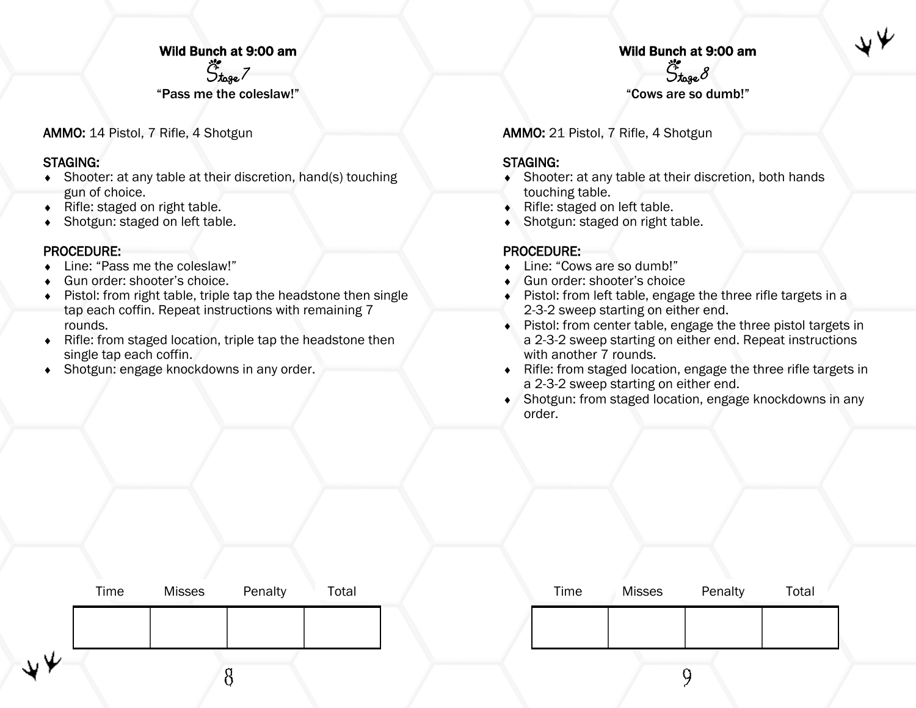## Wild Bunch at 9:00 am

### Stage 7

**“Pass me the coleslaw!”**

**AMMO:** 14 Pistol, 7 Rifle, 4 Shotgun

**STAGING:**

- Shooter: at any table at their discretion, hand(s) touching gun of choice.
- Rifle: staged on right table.
- Shotgun: staged on left table.

**PROCEDURE:**

- Line: “Pass me the coleslaw!”
- Gun order: shooter’s choice.
- Pistol: from right table, triple tap the headstone then single tap each coffin. Repeat instructions with remaining 7 rounds.
- Rifle: from staged location, triple tap the headstone then single tap each coffin.
- Shotgun: engage knockdowns in any order.

| Time | Misses | Penalty | Total |
|---|---|---|---|
| | | | |

## Wild Bunch at 9:00 am

### Stage 8

**“Cows are so dumb!”**

**AMMO:** 21 Pistol, 7 Rifle, 4 Shotgun

**STAGING:**

- Shooter: at any table at their discretion, both hands touching table.
- Rifle: staged on left table.
- Shotgun: staged on right table.

**PROCEDURE:**

- Line: “Cows are so dumb!”
- Gun order: shooter’s choice
- Pistol: from left table, engage the three rifle targets in a 2-3-2 sweep starting on either end.
- Pistol: from center table, engage the three pistol targets in a 2-3-2 sweep starting on either end. Repeat instructions with another 7 rounds.
- Rifle: from staged location, engage the three rifle targets in a 2-3-2 sweep starting on either end.
- Shotgun: from staged location, engage knockdowns in any order.

| Time | Misses | Penalty | Total |
|---|---|---|---|
| | | | |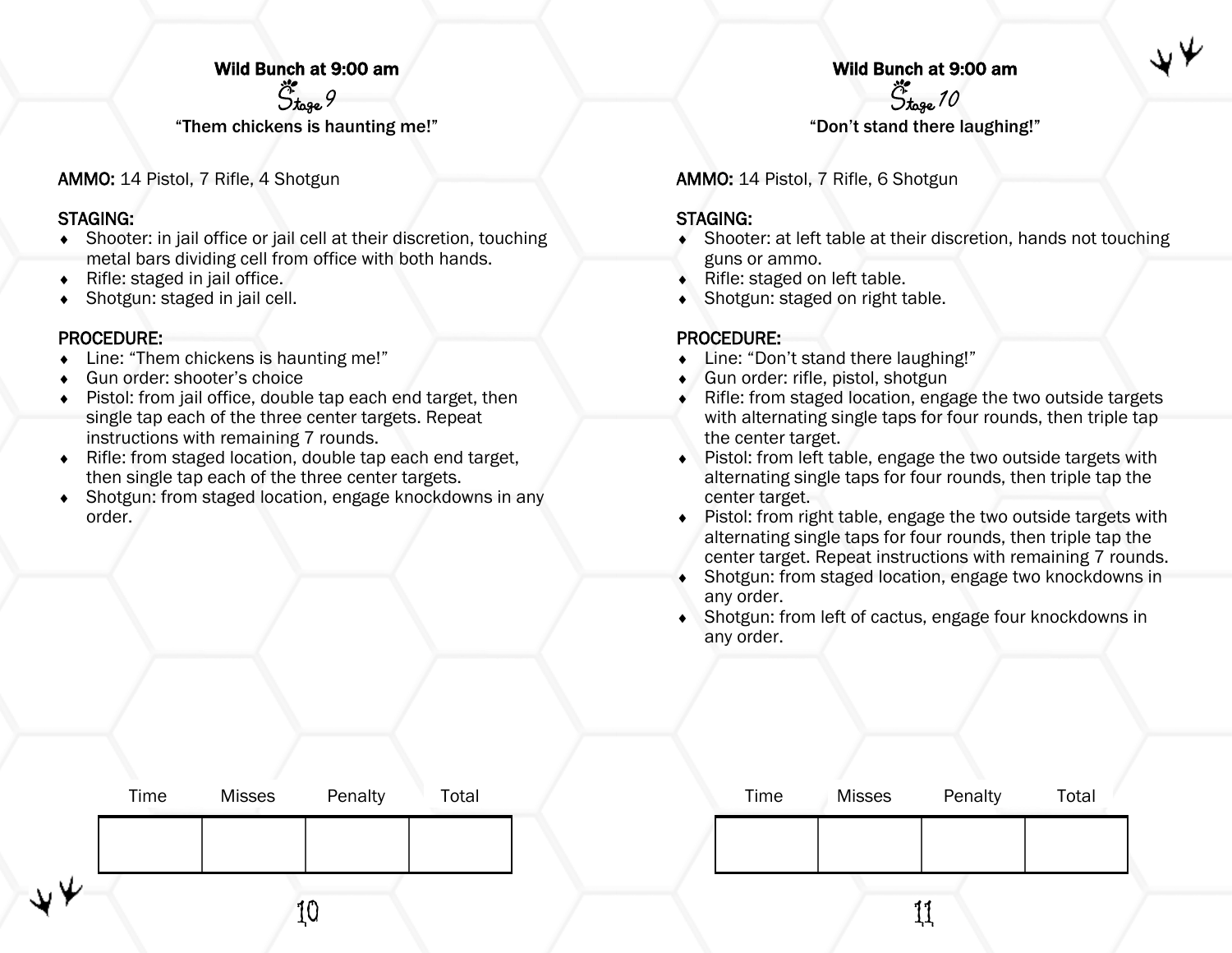## Wild Bunch at 9:00 am

### Stage 9

**"Them chickens is haunting me!"**

**AMMO:** 14 Pistol, 7 Rifle, 4 Shotgun

**STAGING:**

- Shooter: in jail office or jail cell at their discretion, touching metal bars dividing cell from office with both hands.
- Rifle: staged in jail office.
- Shotgun: staged in jail cell.

**PROCEDURE:**

- Line: "Them chickens is haunting me!"
- Gun order: shooter's choice
- Pistol: from jail office, double tap each end target, then single tap each of the three center targets. Repeat instructions with remaining 7 rounds.
- Rifle: from staged location, double tap each end target, then single tap each of the three center targets.
- Shotgun: from staged location, engage knockdowns in any order.

| Time | Misses | Penalty | Total |
|---|---|---|---|
| | | | |

## Wild Bunch at 9:00 am

### Stage 10

**"Don't stand there laughing!"**

**AMMO:** 14 Pistol, 7 Rifle, 6 Shotgun

**STAGING:**

- Shooter: at left table at their discretion, hands not touching guns or ammo.
- Rifle: staged on left table.
- Shotgun: staged on right table.

**PROCEDURE:**

- Line: "Don't stand there laughing!"
- Gun order: rifle, pistol, shotgun
- Rifle: from staged location, engage the two outside targets with alternating single taps for four rounds, then triple tap the center target.
- Pistol: from left table, engage the two outside targets with alternating single taps for four rounds, then triple tap the center target.
- Pistol: from right table, engage the two outside targets with alternating single taps for four rounds, then triple tap the center target. Repeat instructions with remaining 7 rounds.
- Shotgun: from staged location, engage two knockdowns in any order.
- Shotgun: from left of cactus, engage four knockdowns in any order.

| Time | Misses | Penalty | Total |
|---|---|---|---|
| | | | |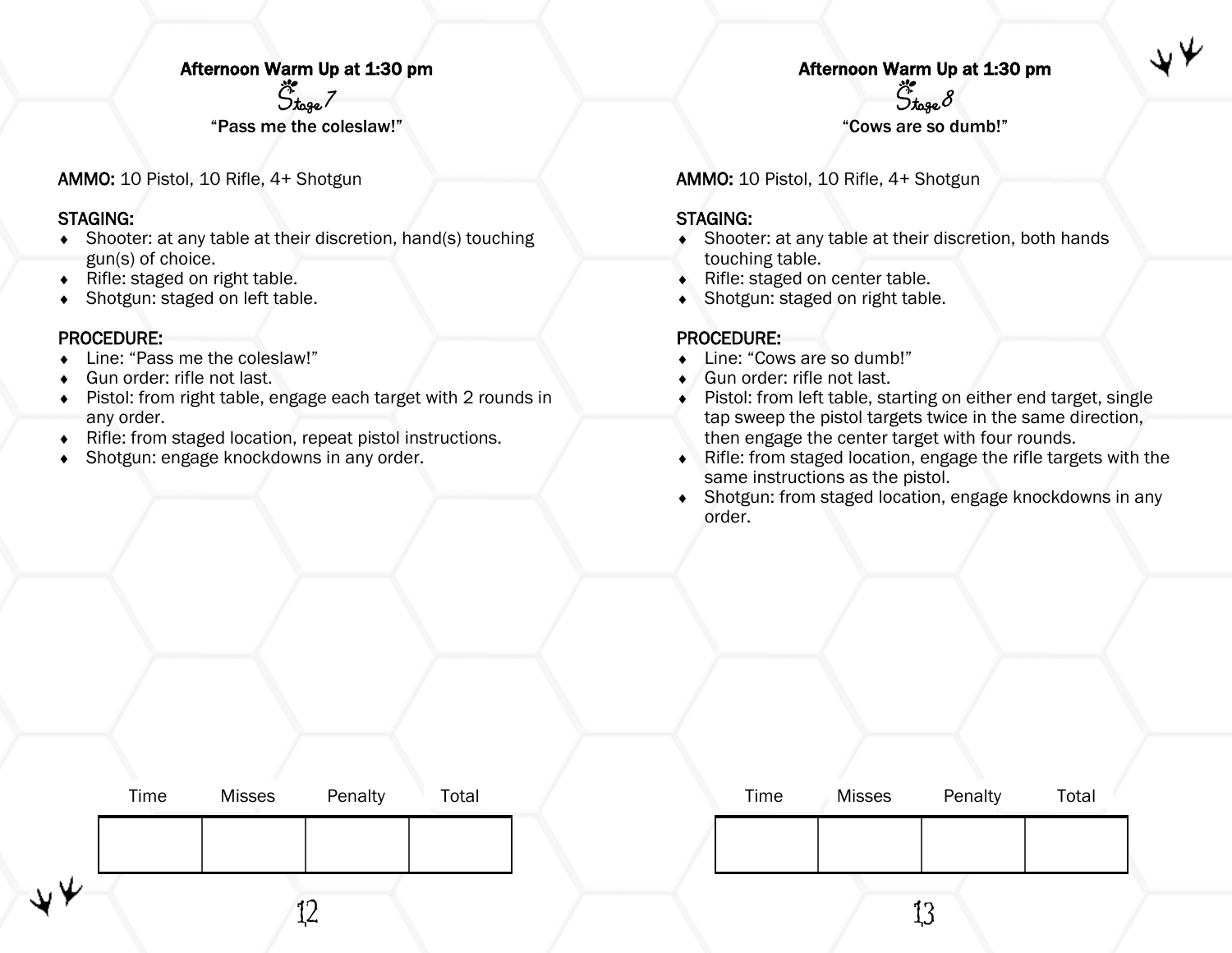**Afternoon Warm Up at 1:30 pm**

## Stage 7

**"Pass me the coleslaw!"**

**AMMO:** 10 Pistol, 10 Rifle, 4+ Shotgun

**STAGING:**

- Shooter: at any table at their discretion, hand(s) touching gun(s) of choice.
- Rifle: staged on right table.
- Shotgun: staged on left table.

**PROCEDURE:**

- Line: "Pass me the coleslaw!"
- Gun order: rifle not last.
- Pistol: from right table, engage each target with 2 rounds in any order.
- Rifle: from staged location, repeat pistol instructions.
- Shotgun: engage knockdowns in any order.

| Time | Misses | Penalty | Total |
| --- | --- | --- | --- |
| | | | |

**Afternoon Warm Up at 1:30 pm**

## Stage 8

**"Cows are so dumb!"**

**AMMO:** 10 Pistol, 10 Rifle, 4+ Shotgun

**STAGING:**

- Shooter: at any table at their discretion, both hands touching table.
- Rifle: staged on center table.
- Shotgun: staged on right table.

**PROCEDURE:**

- Line: "Cows are so dumb!"
- Gun order: rifle not last.
- Pistol: from left table, starting on either end target, single tap sweep the pistol targets twice in the same direction, then engage the center target with four rounds.
- Rifle: from staged location, engage the rifle targets with the same instructions as the pistol.
- Shotgun: from staged location, engage knockdowns in any order.

| Time | Misses | Penalty | Total |
| --- | --- | --- | --- |
| | | | |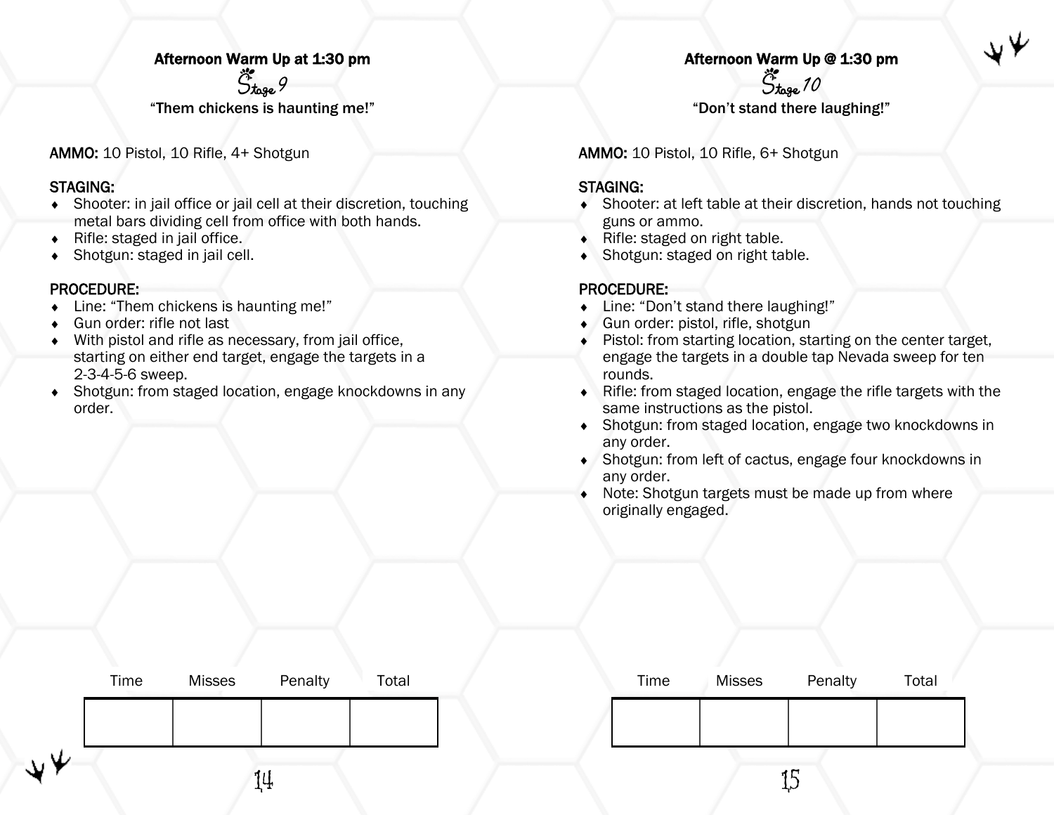**Afternoon Warm Up at 1:30 pm**

## Stage 9

**"Them chickens is haunting me!"**

**AMMO:** 10 Pistol, 10 Rifle, 4+ Shotgun

**STAGING:**

- Shooter: in jail office or jail cell at their discretion, touching metal bars dividing cell from office with both hands.
- Rifle: staged in jail office.
- Shotgun: staged in jail cell.

**PROCEDURE:**

- Line: "Them chickens is haunting me!"
- Gun order: rifle not last
- With pistol and rifle as necessary, from jail office, starting on either end target, engage the targets in a 2-3-4-5-6 sweep.
- Shotgun: from staged location, engage knockdowns in any order.

| Time | Misses | Penalty | Total |
| --- | --- | --- | --- |
| | | | |

**Afternoon Warm Up @ 1:30 pm**

## Stage 10

**"Don't stand there laughing!"**

**AMMO:** 10 Pistol, 10 Rifle, 6+ Shotgun

**STAGING:**

- Shooter: at left table at their discretion, hands not touching guns or ammo.
- Rifle: staged on right table.
- Shotgun: staged on right table.

**PROCEDURE:**

- Line: "Don't stand there laughing!"
- Gun order: pistol, rifle, shotgun
- Pistol: from starting location, starting on the center target, engage the targets in a double tap Nevada sweep for ten rounds.
- Rifle: from staged location, engage the rifle targets with the same instructions as the pistol.
- Shotgun: from staged location, engage two knockdowns in any order.
- Shotgun: from left of cactus, engage four knockdowns in any order.
- Note: Shotgun targets must be made up from where originally engaged.

| Time | Misses | Penalty | Total |
| --- | --- | --- | --- |
| | | | |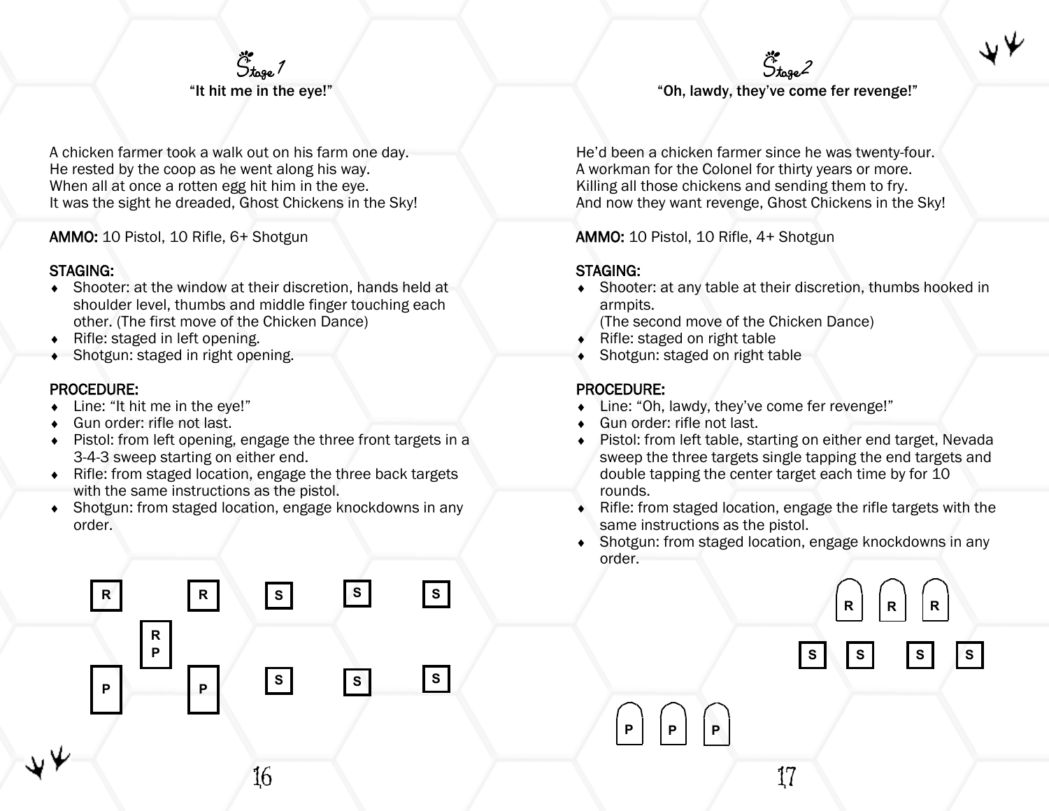# Stage 1

"It hit me in the eye!"

A chicken farmer took a walk out on his farm one day.
He rested by the coop as he went along his way.
When all at once a rotten egg hit him in the eye.
It was the sight he dreaded, Ghost Chickens in the Sky!

**AMMO:** 10 Pistol, 10 Rifle, 6+ Shotgun

**STAGING:**

- Shooter: at the window at their discretion, hands held at shoulder level, thumbs and middle finger touching each other. (The first move of the Chicken Dance)
- Rifle: staged in left opening.
- Shotgun: staged in right opening.

**PROCEDURE:**

- Line: "It hit me in the eye!"
- Gun order: rifle not last.
- Pistol: from left opening, engage the three front targets in a 3-4-3 sweep starting on either end.
- Rifle: from staged location, engage the three back targets with the same instructions as the pistol.
- Shotgun: from staged location, engage knockdowns in any order.

R R S S S
RP
P P S S S

# Stage 2

"Oh, lawdy, they've come fer revenge!"

He'd been a chicken farmer since he was twenty-four.
A workman for the Colonel for thirty years or more.
Killing all those chickens and sending them to fry.
And now they want revenge, Ghost Chickens in the Sky!

**AMMO:** 10 Pistol, 10 Rifle, 4+ Shotgun

**STAGING:**

- Shooter: at any table at their discretion, thumbs hooked in armpits.
  (The second move of the Chicken Dance)
- Rifle: staged on right table
- Shotgun: staged on right table

**PROCEDURE:**

- Line: "Oh, lawdy, they've come fer revenge!"
- Gun order: rifle not last.
- Pistol: from left table, starting on either end target, Nevada sweep the three targets single tapping the end targets and double tapping the center target each time by for 10 rounds.
- Rifle: from staged location, engage the rifle targets with the same instructions as the pistol.
- Shotgun: from staged location, engage knockdowns in any order.

R R R
S S S S
P P P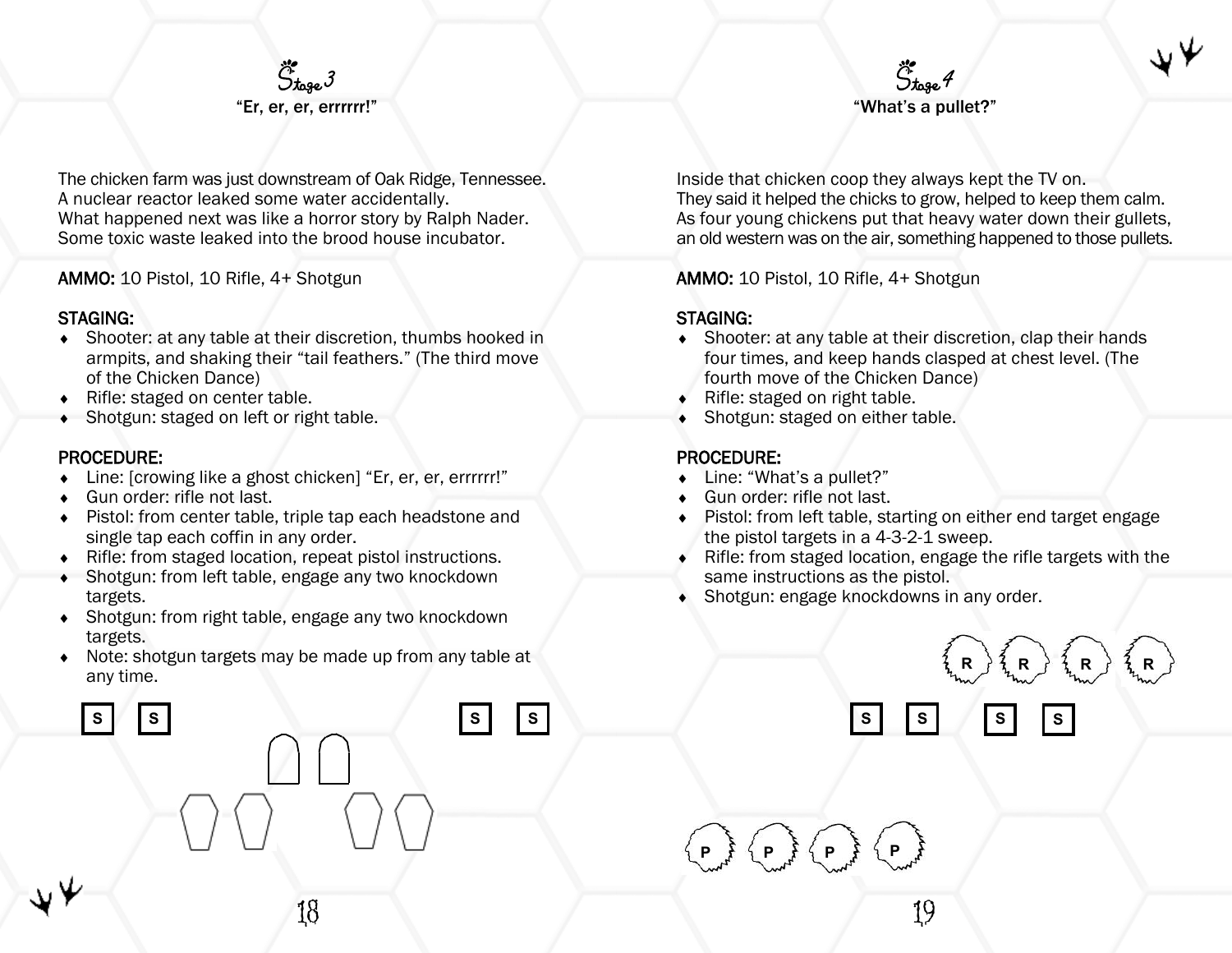## Stage 3

"Er, er, er, errrrrr!"

The chicken farm was just downstream of Oak Ridge, Tennessee.
A nuclear reactor leaked some water accidentally.
What happened next was like a horror story by Ralph Nader.
Some toxic waste leaked into the brood house incubator.

**AMMO:** 10 Pistol, 10 Rifle, 4+ Shotgun

**STAGING:**

- Shooter: at any table at their discretion, thumbs hooked in armpits, and shaking their "tail feathers." (The third move of the Chicken Dance)
- Rifle: staged on center table.
- Shotgun: staged on left or right table.

**PROCEDURE:**

- Line: [crowing like a ghost chicken] "Er, er, er, errrrrr!"
- Gun order: rifle not last.
- Pistol: from center table, triple tap each headstone and single tap each coffin in any order.
- Rifle: from staged location, repeat pistol instructions.
- Shotgun: from left table, engage any two knockdown targets.
- Shotgun: from right table, engage any two knockdown targets.
- Note: shotgun targets may be made up from any table at any time.

S S S S

## Stage 4

"What's a pullet?"

Inside that chicken coop they always kept the TV on.
They said it helped the chicks to grow, helped to keep them calm.
As four young chickens put that heavy water down their gullets,
an old western was on the air, something happened to those pullets.

**AMMO:** 10 Pistol, 10 Rifle, 4+ Shotgun

**STAGING:**

- Shooter: at any table at their discretion, clap their hands four times, and keep hands clasped at chest level. (The fourth move of the Chicken Dance)
- Rifle: staged on right table.
- Shotgun: staged on either table.

**PROCEDURE:**

- Line: "What's a pullet?"
- Gun order: rifle not last.
- Pistol: from left table, starting on either end target engage the pistol targets in a 4-3-2-1 sweep.
- Rifle: from staged location, engage the rifle targets with the same instructions as the pistol.
- Shotgun: engage knockdowns in any order.

R R R R

S S S S

P P P P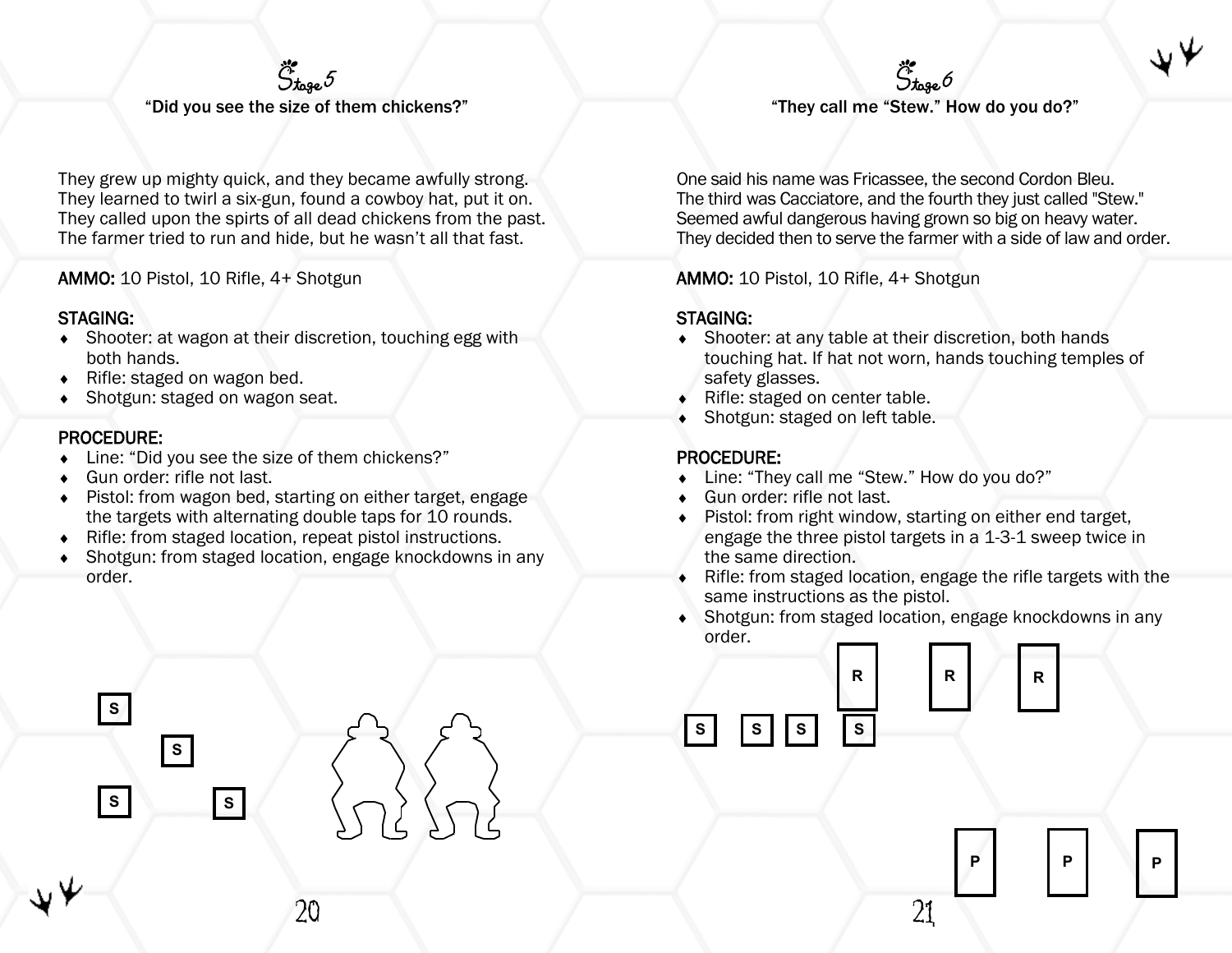# Stage 5

"Did you see the size of them chickens?"

They grew up mighty quick, and they became awfully strong.
They learned to twirl a six-gun, found a cowboy hat, put it on.
They called upon the spirts of all dead chickens from the past.
The farmer tried to run and hide, but he wasn't all that fast.

**AMMO:** 10 Pistol, 10 Rifle, 4+ Shotgun

**STAGING:**

- Shooter: at wagon at their discretion, touching egg with both hands.
- Rifle: staged on wagon bed.
- Shotgun: staged on wagon seat.

**PROCEDURE:**

- Line: "Did you see the size of them chickens?"
- Gun order: rifle not last.
- Pistol: from wagon bed, starting on either target, engage the targets with alternating double taps for 10 rounds.
- Rifle: from staged location, repeat pistol instructions.
- Shotgun: from staged location, engage knockdowns in any order.

S S S S

# Stage 6

"They call me "Stew." How do you do?"

One said his name was Fricassee, the second Cordon Bleu.
The third was Cacciatore, and the fourth they just called "Stew."
Seemed awful dangerous having grown so big on heavy water.
They decided then to serve the farmer with a side of law and order.

**AMMO:** 10 Pistol, 10 Rifle, 4+ Shotgun

**STAGING:**

- Shooter: at any table at their discretion, both hands touching hat. If hat not worn, hands touching temples of safety glasses.
- Rifle: staged on center table.
- Shotgun: staged on left table.

**PROCEDURE:**

- Line: "They call me "Stew." How do you do?"
- Gun order: rifle not last.
- Pistol: from right window, starting on either end target, engage the three pistol targets in a 1-3-1 sweep twice in the same direction.
- Rifle: from staged location, engage the rifle targets with the same instructions as the pistol.
- Shotgun: from staged location, engage knockdowns in any order.

R R R

S S S S

P P P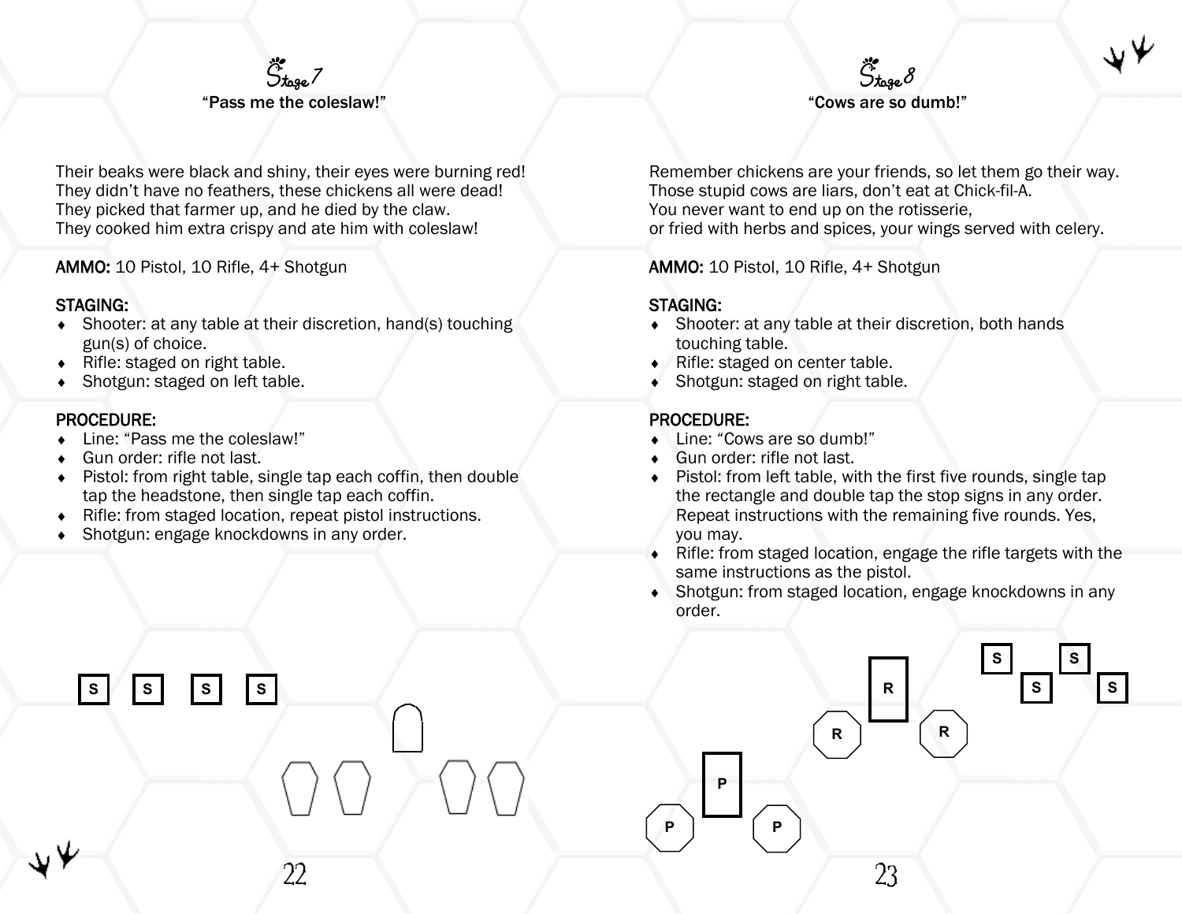## Stage 7

**"Pass me the coleslaw!"**

Their beaks were black and shiny, their eyes were burning red!
They didn't have no feathers, these chickens all were dead!
They picked that farmer up, and he died by the claw.
They cooked him extra crispy and ate him with coleslaw!

**AMMO:** 10 Pistol, 10 Rifle, 4+ Shotgun

**STAGING:**

- Shooter: at any table at their discretion, hand(s) touching gun(s) of choice.
- Rifle: staged on right table.
- Shotgun: staged on left table.

**PROCEDURE:**

- Line: "Pass me the coleslaw!"
- Gun order: rifle not last.
- Pistol: from right table, single tap each coffin, then double tap the headstone, then single tap each coffin.
- Rifle: from staged location, repeat pistol instructions.
- Shotgun: engage knockdowns in any order.

S S S S

## Stage 8

**"Cows are so dumb!"**

Remember chickens are your friends, so let them go their way.
Those stupid cows are liars, don't eat at Chick-fil-A.
You never want to end up on the rotisserie,
or fried with herbs and spices, your wings served with celery.

**AMMO:** 10 Pistol, 10 Rifle, 4+ Shotgun

**STAGING:**

- Shooter: at any table at their discretion, both hands touching table.
- Rifle: staged on center table.
- Shotgun: staged on right table.

**PROCEDURE:**

- Line: "Cows are so dumb!"
- Gun order: rifle not last.
- Pistol: from left table, with the first five rounds, single tap the rectangle and double tap the stop signs in any order. Repeat instructions with the remaining five rounds. Yes, you may.
- Rifle: from staged location, engage the rifle targets with the same instructions as the pistol.
- Shotgun: from staged location, engage knockdowns in any order.

S S S S

R R R

P P P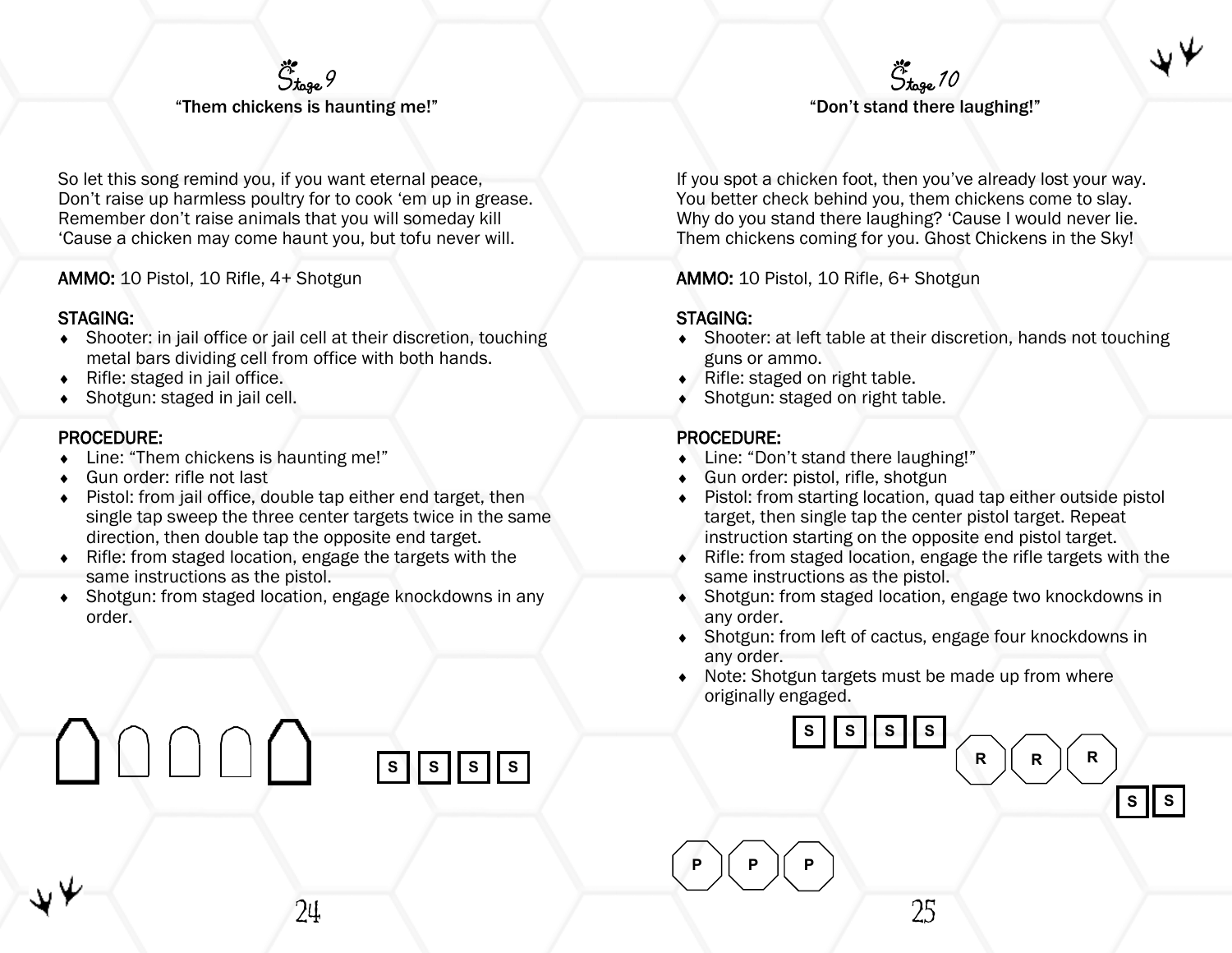## Stage 9

"Them chickens is haunting me!"

So let this song remind you, if you want eternal peace,
Don't raise up harmless poultry for to cook 'em up in grease.
Remember don't raise animals that you will someday kill
'Cause a chicken may come haunt you, but tofu never will.

**AMMO:** 10 Pistol, 10 Rifle, 4+ Shotgun

**STAGING:**

- Shooter: in jail office or jail cell at their discretion, touching metal bars dividing cell from office with both hands.
- Rifle: staged in jail office.
- Shotgun: staged in jail cell.

**PROCEDURE:**

- Line: "Them chickens is haunting me!"
- Gun order: rifle not last
- Pistol: from jail office, double tap either end target, then single tap sweep the three center targets twice in the same direction, then double tap the opposite end target.
- Rifle: from staged location, engage the targets with the same instructions as the pistol.
- Shotgun: from staged location, engage knockdowns in any order.

S S S S

## Stage 10

"Don't stand there laughing!"

If you spot a chicken foot, then you've already lost your way.
You better check behind you, them chickens come to slay.
Why do you stand there laughing? 'Cause I would never lie.
Them chickens coming for you. Ghost Chickens in the Sky!

**AMMO:** 10 Pistol, 10 Rifle, 6+ Shotgun

**STAGING:**

- Shooter: at left table at their discretion, hands not touching guns or ammo.
- Rifle: staged on right table.
- Shotgun: staged on right table.

**PROCEDURE:**

- Line: "Don't stand there laughing!"
- Gun order: pistol, rifle, shotgun
- Pistol: from starting location, quad tap either outside pistol target, then single tap the center pistol target. Repeat instruction starting on the opposite end pistol target.
- Rifle: from staged location, engage the rifle targets with the same instructions as the pistol.
- Shotgun: from staged location, engage two knockdowns in any order.
- Shotgun: from left of cactus, engage four knockdowns in any order.
- Note: Shotgun targets must be made up from where originally engaged.

S S S S R R R

S S

P P P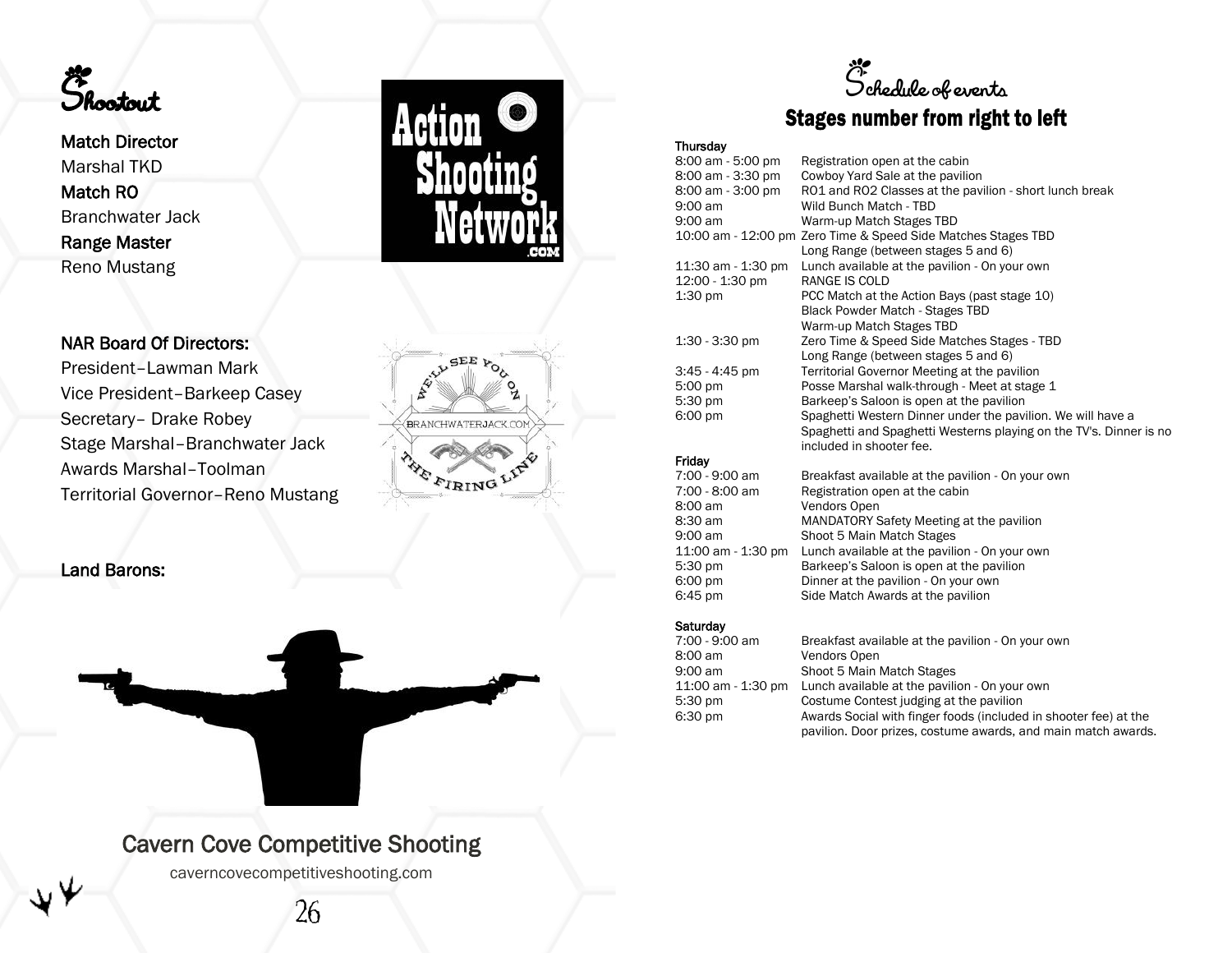# Shootout

**Match Director**
Marshal TKD
**Match RO**
Branchwater Jack
**Range Master**
Reno Mustang

**NAR Board Of Directors:**
President–Lawman Mark
Vice President–Barkeep Casey
Secretary– Drake Robey
Stage Marshal–Branchwater Jack
Awards Marshal–Toolman
Territorial Governor–Reno Mustang

Action Shooting Network .com

We'll see you on the firing line
BRANCHWATERJACK.COM

**Land Barons:**

Cavern Cove Competitive Shooting
caverncovecompetitiveshooting.com

# Schedule of events

## Stages number from right to left

**Thursday**

| | |
|---|---|
| 8:00 am - 5:00 pm | Registration open at the cabin |
| 8:00 am - 3:30 pm | Cowboy Yard Sale at the pavilion |
| 8:00 am - 3:00 pm | RO1 and RO2 Classes at the pavilion - short lunch break |
| 9:00 am | Wild Bunch Match - TBD |
| 9:00 am | Warm-up Match Stages TBD |
| 10:00 am - 12:00 pm | Zero Time & Speed Side Matches Stages TBD<br>Long Range (between stages 5 and 6) |
| 11:30 am - 1:30 pm | Lunch available at the pavilion - On your own |
| 12:00 - 1:30 pm | RANGE IS COLD |
| 1:30 pm | PCC Match at the Action Bays (past stage 10)<br>Black Powder Match - Stages TBD<br>Warm-up Match Stages TBD |
| 1:30 - 3:30 pm | Zero Time & Speed Side Matches Stages - TBD<br>Long Range (between stages 5 and 6) |
| 3:45 - 4:45 pm | Territorial Governor Meeting at the pavilion |
| 5:00 pm | Posse Marshal walk-through - Meet at stage 1 |
| 5:30 pm | Barkeep's Saloon is open at the pavilion |
| 6:00 pm | Spaghetti Western Dinner under the pavilion. We will have a Spaghetti and Spaghetti Westerns playing on the TV's. Dinner is no included in shooter fee. |

**Friday**

| | |
|---|---|
| 7:00 - 9:00 am | Breakfast available at the pavilion - On your own |
| 7:00 - 8:00 am | Registration open at the cabin |
| 8:00 am | Vendors Open |
| 8:30 am | MANDATORY Safety Meeting at the pavilion |
| 9:00 am | Shoot 5 Main Match Stages |
| 11:00 am - 1:30 pm | Lunch available at the pavilion - On your own |
| 5:30 pm | Barkeep's Saloon is open at the pavilion |
| 6:00 pm | Dinner at the pavilion - On your own |
| 6:45 pm | Side Match Awards at the pavilion |

**Saturday**

| | |
|---|---|
| 7:00 - 9:00 am | Breakfast available at the pavilion - On your own |
| 8:00 am | Vendors Open |
| 9:00 am | Shoot 5 Main Match Stages |
| 11:00 am - 1:30 pm | Lunch available at the pavilion - On your own |
| 5:30 pm | Costume Contest judging at the pavilion |
| 6:30 pm | Awards Social with finger foods (included in shooter fee) at the pavilion. Door prizes, costume awards, and main match awards. |